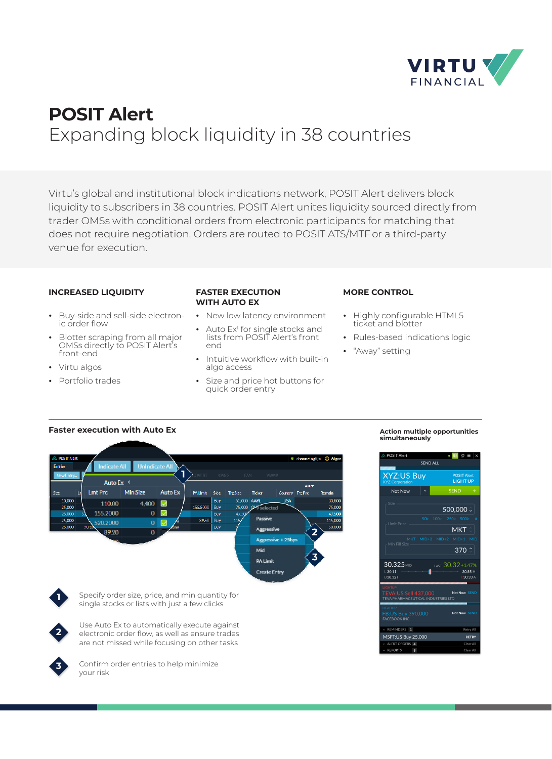# POSIT Alert

## Expanding block liquidity in 38 countries

Virtu's global and institutional block indications network, POSIT Alert delivers block liquidity to subscribers in 38 countries. POSIT Alert unites liquidity sourced directly from trader OMSs with conditional orders from electronic participants for matching that does not require negotiation. Orders are routed to POSIT ATS/MTF or a third-party venue for execution.

### INCREASED LIQUIDITY

- Buy-side and sell-side electronic order flow
- Blotter scraping from all major OMSs directly to POSIT Alert's front-end
- Virtu algos
- Portfolio trades

### FASTER EXECUTION WITH AUTO EX

- New low latency environment
- Auto Ex[1] for single stocks and lists from POSIT Alert's front end
- Intuitive workflow with built-in algo access
- Size and price hot buttons for quick order entry

### MORE CONTROL

- Highly configurable HTML5 ticket and blotter
- Rules-based indications logic
- "Away" setting

### Faster execution with Auto Ex

1. Specify order size, price, and min quantity for single stocks or lists with just a few clicks
2. Use Auto Ex to automatically execute against electronic order flow, as well as ensure trades are not missed while focusing on other tasks
3. Confirm order entries to help minimize your risk

### Action multiple opportunities simultaneously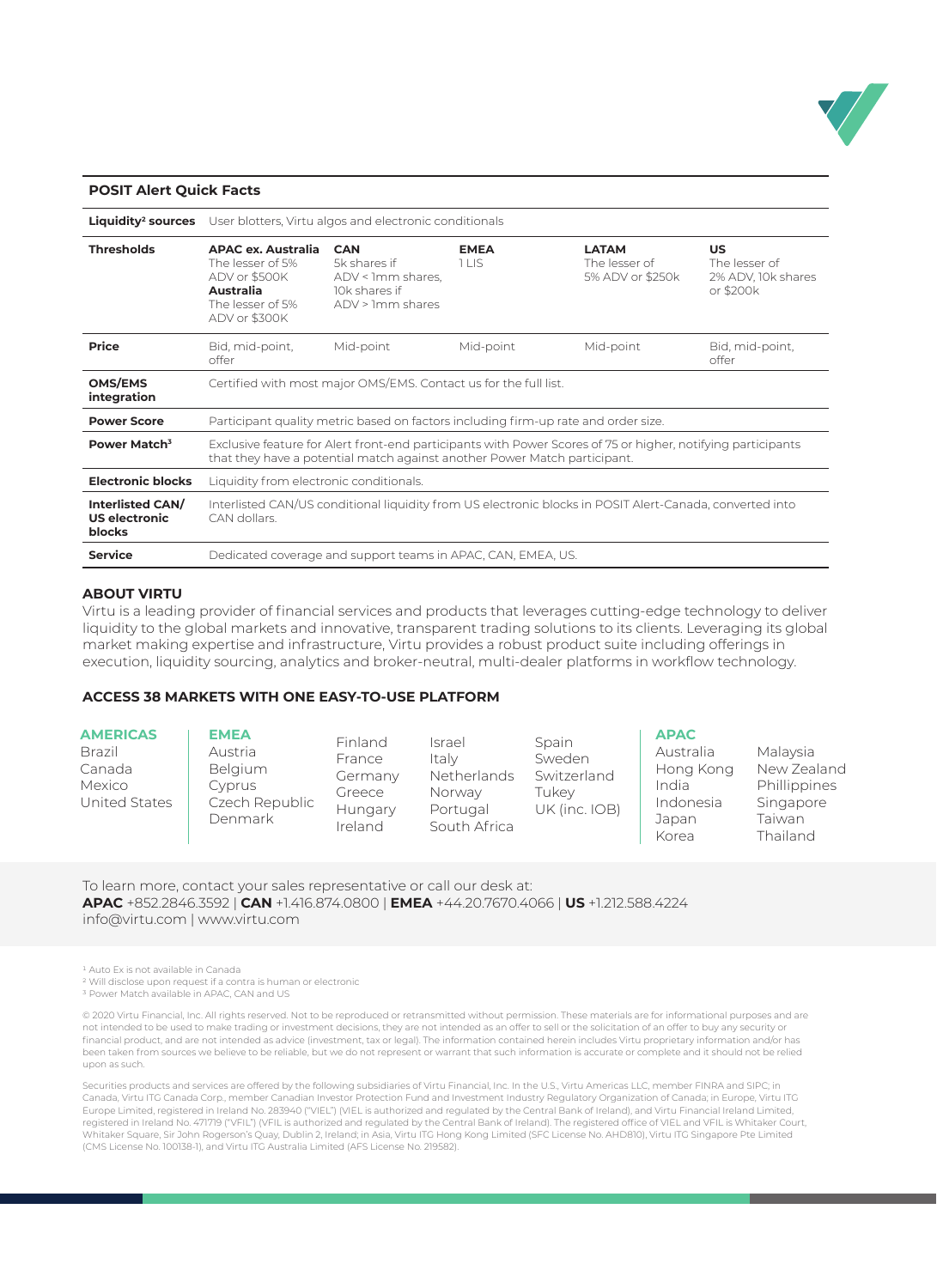## POSIT Alert Quick Facts

| | | | | | |
|---|---|---|---|---|---|
| **Liquidity[2] sources** | User blotters, Virtu algos and electronic conditionals | | | | |
| **Thresholds** | **APAC ex. Australia** The lesser of 5% ADV or $500K **Australia** The lesser of 5% ADV or $300K | **CAN** 5k shares if ADV < 1mm shares, 10k shares if ADV > 1mm shares | **EMEA** 1 LIS | **LATAM** The lesser of 5% ADV or $250k | **US** The lesser of 2% ADV, 10k shares or $200k |
| **Price** | Bid, mid-point, offer | Mid-point | Mid-point | Mid-point | Bid, mid-point, offer |
| **OMS/EMS integration** | Certified with most major OMS/EMS. Contact us for the full list. | | | | |
| **Power Score** | Participant quality metric based on factors including firm-up rate and order size. | | | | |
| **Power Match[3]** | Exclusive feature for Alert front-end participants with Power Scores of 75 or higher, notifying participants that they have a potential match against another Power Match participant. | | | | |
| **Electronic blocks** | Liquidity from electronic conditionals. | | | | |
| **Interlisted CAN/ US electronic blocks** | Interlisted CAN/US conditional liquidity from US electronic blocks in POSIT Alert-Canada, converted into CAN dollars. | | | | |
| **Service** | Dedicated coverage and support teams in APAC, CAN, EMEA, US. | | | | |

### ABOUT VIRTU

Virtu is a leading provider of financial services and products that leverages cutting-edge technology to deliver liquidity to the global markets and innovative, transparent trading solutions to its clients. Leveraging its global market making expertise and infrastructure, Virtu provides a robust product suite including offerings in execution, liquidity sourcing, analytics and broker-neutral, multi-dealer platforms in workflow technology.

### ACCESS 38 MARKETS WITH ONE EASY-TO-USE PLATFORM

**AMERICAS**
Brazil
Canada
Mexico
United States

**EMEA**
Austria
Belgium
Cyprus
Czech Republic
Denmark
Finland
France
Germany
Greece
Hungary
Ireland
Israel
Italy
Netherlands
Norway
Portugal
South Africa
Spain
Sweden
Switzerland
Tukey
UK (inc. IOB)

**APAC**
Australia
Hong Kong
India
Indonesia
Japan
Korea
Malaysia
New Zealand
Phillippines
Singapore
Taiwan
Thailand

To learn more, contact your sales representative or call our desk at:
**APAC** +852.2846.3592 | **CAN** +1.416.874.0800 | **EMEA** +44.20.7670.4066 | **US** +1.212.588.4224
info@virtu.com | www.virtu.com

[1] Auto Ex is not available in Canada
[2] Will disclose upon request if a contra is human or electronic
[3] Power Match available in APAC, CAN and US

© 2020 Virtu Financial, Inc. All rights reserved. Not to be reproduced or retransmitted without permission. These materials are for informational purposes and are not intended to be used to make trading or investment decisions; they are not intended as an offer to sell or the solicitation of an offer to buy any security or financial product, and are not intended as advice (investment, tax or legal). The information contained herein includes Virtu proprietary information and/or has been taken from sources we believe to be reliable, but we do not represent or warrant that such information is accurate or complete and it should not be relied upon as such.

Securities products and services are offered by the following subsidiaries of Virtu Financial, Inc. In the U.S., Virtu Americas LLC, member FINRA and SIPC; in Canada, Virtu ITG Canada Corp., member Canadian Investor Protection Fund and Investment Industry Regulatory Organization of Canada; in Europe, Virtu ITG Europe Limited, registered in Ireland No. 283940 ("VIEL") (VIEL is authorized and regulated by the Central Bank of Ireland), and Virtu Financial Ireland Limited, registered in Ireland No. 471719 ("VFIL") (VFIL is authorized and regulated by the Central Bank of Ireland). The registered office of VIEL and VFIL is Whitaker Court, Whitaker Square, Sir John Rogerson's Quay, Dublin 2, Ireland; in Asia, Virtu ITG Hong Kong Limited (SFC License No. AHD810), Virtu ITG Singapore Pte Limited (CMS License No. 100138-1), and Virtu ITG Australia Limited (AFS License No. 219582).